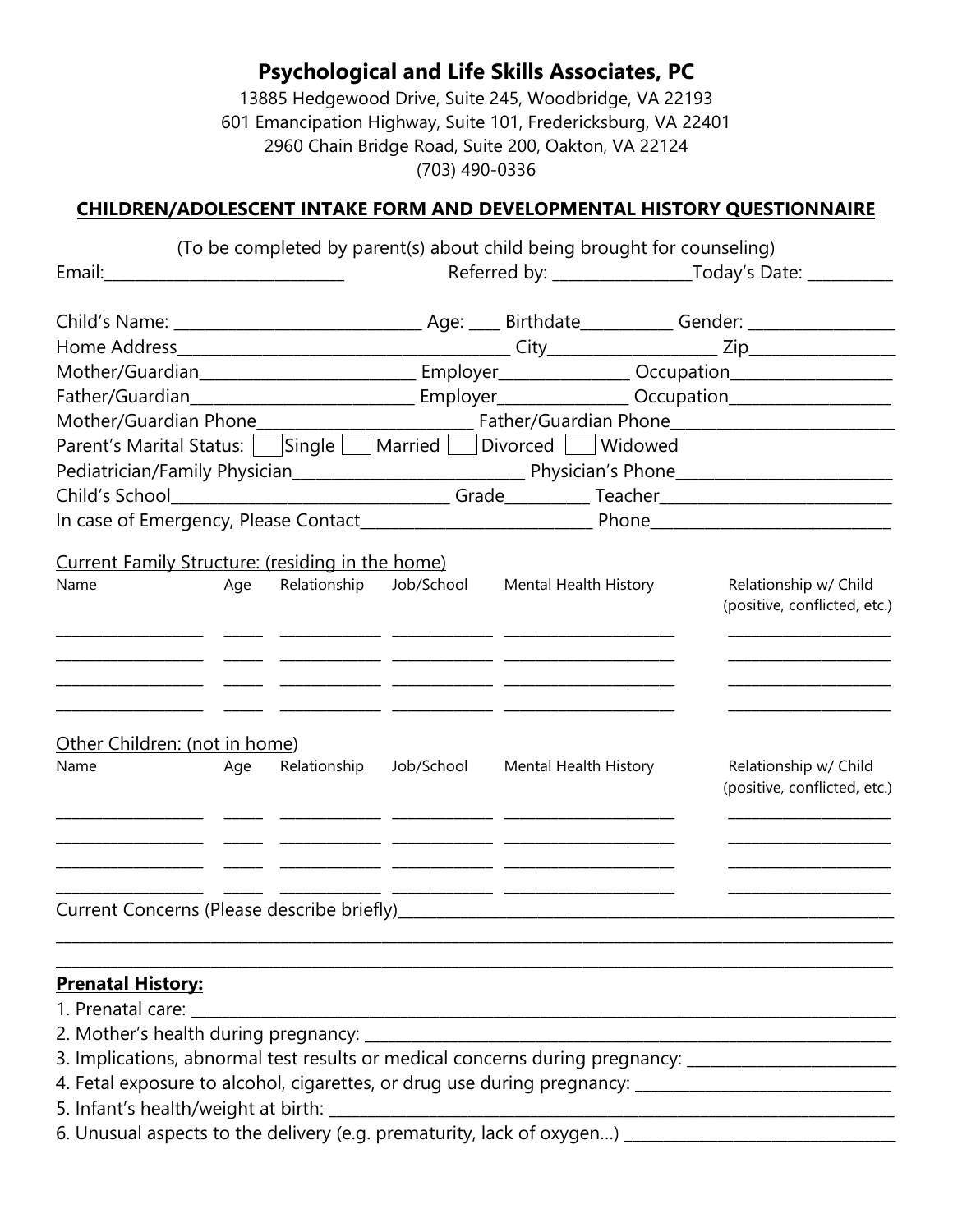# Psychological and Life Skills Associates, PC

13885 Hedgewood Drive, Suite 245, Woodbridge, VA 22193
601 Emancipation Highway, Suite 101, Fredericksburg, VA 22401
2960 Chain Bridge Road, Suite 200, Oakton, VA 22124
(703) 490-0336

## CHILDREN/ADOLESCENT INTAKE FORM AND DEVELOPMENTAL HISTORY QUESTIONNAIRE

(To be completed by parent(s) about child being brought for counseling)

Email:_____________________________ Referred by: _________________Today's Date: ___________

Child's Name: ______________________________ Age: ____ Birthdate___________ Gender: __________________

Home Address________________________________________ City____________________ Zip__________________

Mother/Guardian__________________________ Employer________________ Occupation____________________

Father/Guardian___________________________ Employer________________ Occupation____________________

Mother/Guardian Phone__________________________ Father/Guardian Phone___________________________

Parent's Marital Status: ☐ Single ☐ Married ☐ Divorced ☐ Widowed

Pediatrician/Family Physician____________________________ Physician's Phone__________________________

Child's School_________________________________ Grade__________ Teacher____________________________

In case of Emergency, Please Contact____________________________ Phone______________________________

Current Family Structure: (residing in the home)

| Name | Age | Relationship | Job/School | Mental Health History | Relationship w/ Child (positive, conflicted, etc.) |
|---|---|---|---|---|---|
| | | | | | |
| | | | | | |
| | | | | | |
| | | | | | |

Other Children: (not in home)

| Name | Age | Relationship | Job/School | Mental Health History | Relationship w/ Child (positive, conflicted, etc.) |
|---|---|---|---|---|---|
| | | | | | |
| | | | | | |
| | | | | | |
| | | | | | |

Current Concerns (Please describe briefly)_______________________________________________________________

_____________________________________________________________________________________________

_____________________________________________________________________________________________

**Prenatal History:**

1. Prenatal care: ___________________________________________________________________________
2. Mother's health during pregnancy: _________________________________________________________
3. Implications, abnormal test results or medical concerns during pregnancy: __________________________
4. Fetal exposure to alcohol, cigarettes, or drug use during pregnancy: ______________________________
5. Infant's health/weight at birth: _____________________________________________________________
6. Unusual aspects to the delivery (e.g. prematurity, lack of oxygen…) __________________________________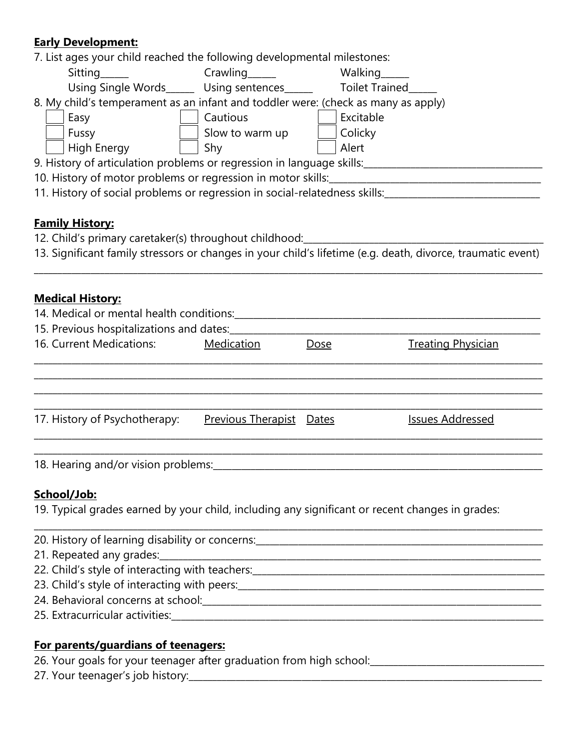**Early Development:**

7. List ages your child reached the following developmental milestones:

Sitting\_\_\_\_\_\_ Crawling\_\_\_\_\_\_ Walking\_\_\_\_\_\_

Using Single Words\_\_\_\_\_\_ Using sentences\_\_\_\_\_\_ Toilet Trained\_\_\_\_\_\_

8. My child's temperament as an infant and toddler were: (check as many as apply)

| | | |
|---|---|---|
| ☐ Easy | ☐ Cautious | ☐ Excitable |
| ☐ Fussy | ☐ Slow to warm up | ☐ Colicky |
| ☐ High Energy | ☐ Shy | ☐ Alert |

9. History of articulation problems or regression in language skills:\_\_\_\_\_\_\_\_\_\_\_\_\_\_\_\_\_\_\_\_\_\_\_\_\_\_\_\_\_\_

10. History of motor problems or regression in motor skills:\_\_\_\_\_\_\_\_\_\_\_\_\_\_\_\_\_\_\_\_\_\_\_\_\_\_\_\_\_\_\_\_\_\_\_\_

11. History of social problems or regression in social-relatedness skills:\_\_\_\_\_\_\_\_\_\_\_\_\_\_\_\_\_\_\_\_\_\_\_\_\_\_

**Family History:**

12. Child's primary caretaker(s) throughout childhood:\_\_\_\_\_\_\_\_\_\_\_\_\_\_\_\_\_\_\_\_\_\_\_\_\_\_\_\_\_\_\_\_\_\_\_\_\_\_\_\_

13. Significant family stressors or changes in your child's lifetime (e.g. death, divorce, traumatic event)

\_\_\_\_\_\_\_\_\_\_\_\_\_\_\_\_\_\_\_\_\_\_\_\_\_\_\_\_\_\_\_\_\_\_\_\_\_\_\_\_\_\_\_\_\_\_\_\_\_\_\_\_\_\_\_\_\_\_\_\_\_\_\_\_\_\_\_\_\_\_\_\_\_\_\_\_\_\_\_\_\_\_\_\_\_\_

**Medical History:**

14. Medical or mental health conditions:\_\_\_\_\_\_\_\_\_\_\_\_\_\_\_\_\_\_\_\_\_\_\_\_\_\_\_\_\_\_\_\_\_\_\_\_\_\_\_\_\_\_\_\_\_\_\_\_\_\_\_\_

15. Previous hospitalizations and dates:\_\_\_\_\_\_\_\_\_\_\_\_\_\_\_\_\_\_\_\_\_\_\_\_\_\_\_\_\_\_\_\_\_\_\_\_\_\_\_\_\_\_\_\_\_\_\_\_\_\_\_\_

16. Current Medications:

| Medication | Dose | Treating Physician |
|---|---|---|
| | | |
| | | |
| | | |
| | | |

17. History of Psychotherapy:

| Previous Therapist | Dates | Issues Addressed |
|---|---|---|
| | | |
| | | |

18. Hearing and/or vision problems:\_\_\_\_\_\_\_\_\_\_\_\_\_\_\_\_\_\_\_\_\_\_\_\_\_\_\_\_\_\_\_\_\_\_\_\_\_\_\_\_\_\_\_\_\_\_\_\_\_\_\_\_\_\_\_\_\_

**School/Job:**

19. Typical grades earned by your child, including any significant or recent changes in grades:

\_\_\_\_\_\_\_\_\_\_\_\_\_\_\_\_\_\_\_\_\_\_\_\_\_\_\_\_\_\_\_\_\_\_\_\_\_\_\_\_\_\_\_\_\_\_\_\_\_\_\_\_\_\_\_\_\_\_\_\_\_\_\_\_\_\_\_\_\_\_\_\_\_\_\_\_\_\_\_\_\_\_\_\_\_\_

20. History of learning disability or concerns:\_\_\_\_\_\_\_\_\_\_\_\_\_\_\_\_\_\_\_\_\_\_\_\_\_\_\_\_\_\_\_\_\_\_\_\_\_\_\_\_\_\_\_\_\_\_\_\_

21. Repeated any grades:\_\_\_\_\_\_\_\_\_\_\_\_\_\_\_\_\_\_\_\_\_\_\_\_\_\_\_\_\_\_\_\_\_\_\_\_\_\_\_\_\_\_\_\_\_\_\_\_\_\_\_\_\_\_\_\_\_\_\_\_\_\_\_\_

22. Child's style of interacting with teachers:\_\_\_\_\_\_\_\_\_\_\_\_\_\_\_\_\_\_\_\_\_\_\_\_\_\_\_\_\_\_\_\_\_\_\_\_\_\_\_\_\_\_\_\_\_\_\_\_\_

23. Child's style of interacting with peers:\_\_\_\_\_\_\_\_\_\_\_\_\_\_\_\_\_\_\_\_\_\_\_\_\_\_\_\_\_\_\_\_\_\_\_\_\_\_\_\_\_\_\_\_\_\_\_\_\_\_\_

24. Behavioral concerns at school:\_\_\_\_\_\_\_\_\_\_\_\_\_\_\_\_\_\_\_\_\_\_\_\_\_\_\_\_\_\_\_\_\_\_\_\_\_\_\_\_\_\_\_\_\_\_\_\_\_\_\_\_\_\_\_\_\_

25. Extracurricular activities:\_\_\_\_\_\_\_\_\_\_\_\_\_\_\_\_\_\_\_\_\_\_\_\_\_\_\_\_\_\_\_\_\_\_\_\_\_\_\_\_\_\_\_\_\_\_\_\_\_\_\_\_\_\_\_\_\_\_\_\_\_

**For parents/guardians of teenagers:**

26. Your goals for your teenager after graduation from high school:\_\_\_\_\_\_\_\_\_\_\_\_\_\_\_\_\_\_\_\_\_\_\_\_\_\_\_\_\_\_\_

27. Your teenager's job history:\_\_\_\_\_\_\_\_\_\_\_\_\_\_\_\_\_\_\_\_\_\_\_\_\_\_\_\_\_\_\_\_\_\_\_\_\_\_\_\_\_\_\_\_\_\_\_\_\_\_\_\_\_\_\_\_\_\_\_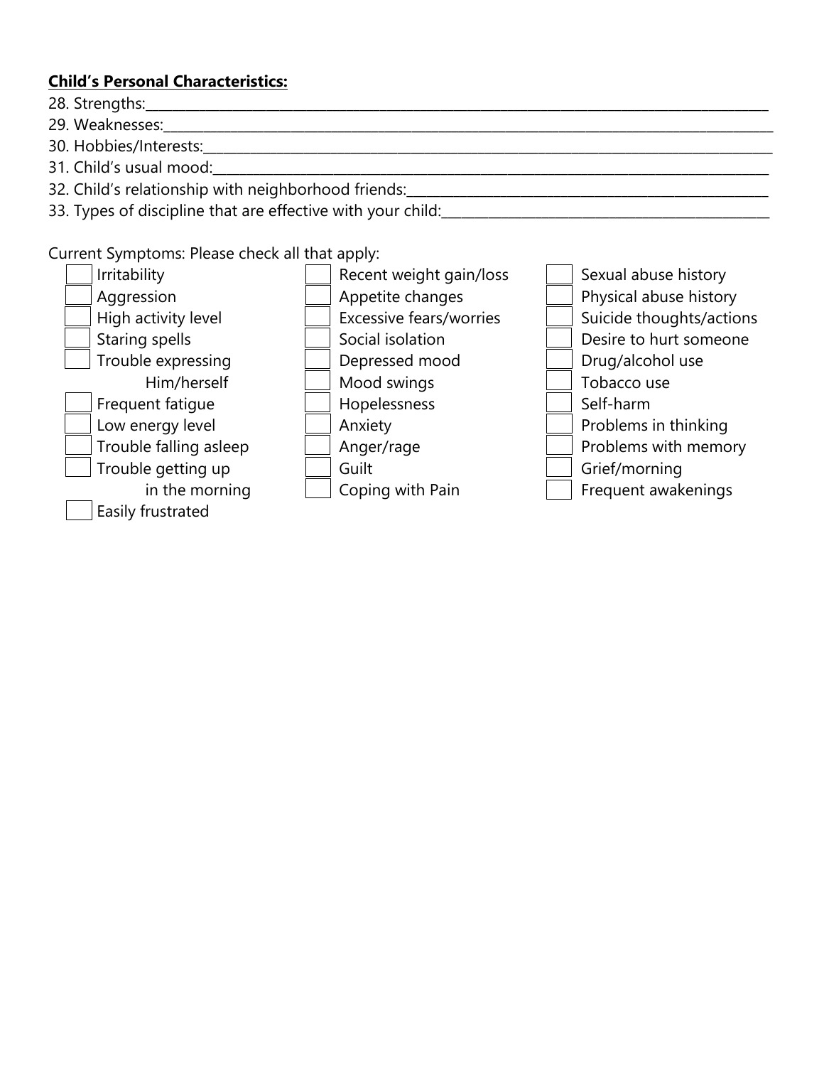**Child's Personal Characteristics:**

28. Strengths:\_\_\_\_\_\_\_\_\_\_\_\_\_\_\_\_\_\_\_\_\_\_\_\_\_\_\_\_\_\_\_\_\_\_\_\_\_\_\_\_\_\_\_\_\_\_\_\_\_\_\_\_\_\_\_\_\_\_\_\_\_\_\_\_\_\_\_\_\_\_\_\_\_\_\_\_\_\_

29. Weaknesses:\_\_\_\_\_\_\_\_\_\_\_\_\_\_\_\_\_\_\_\_\_\_\_\_\_\_\_\_\_\_\_\_\_\_\_\_\_\_\_\_\_\_\_\_\_\_\_\_\_\_\_\_\_\_\_\_\_\_\_\_\_\_\_\_\_\_\_\_\_\_\_\_\_\_\_\_

30. Hobbies/Interests:\_\_\_\_\_\_\_\_\_\_\_\_\_\_\_\_\_\_\_\_\_\_\_\_\_\_\_\_\_\_\_\_\_\_\_\_\_\_\_\_\_\_\_\_\_\_\_\_\_\_\_\_\_\_\_\_\_\_\_\_\_\_\_\_\_\_\_\_\_\_\_

31. Child's usual mood:\_\_\_\_\_\_\_\_\_\_\_\_\_\_\_\_\_\_\_\_\_\_\_\_\_\_\_\_\_\_\_\_\_\_\_\_\_\_\_\_\_\_\_\_\_\_\_\_\_\_\_\_\_\_\_\_\_\_\_\_\_\_\_\_\_\_\_\_\_

32. Child's relationship with neighborhood friends:\_\_\_\_\_\_\_\_\_\_\_\_\_\_\_\_\_\_\_\_\_\_\_\_\_\_\_\_\_\_\_\_\_\_\_\_\_\_\_\_\_\_\_\_\_\_\_\_

33. Types of discipline that are effective with your child:\_\_\_\_\_\_\_\_\_\_\_\_\_\_\_\_\_\_\_\_\_\_\_\_\_\_\_\_\_\_\_\_\_\_\_\_\_\_\_\_\_\_\_\_

Current Symptoms: Please check all that apply:

- [ ] Irritability
- [ ] Aggression
- [ ] High activity level
- [ ] Staring spells
- [ ] Trouble expressing Him/herself
- [ ] Frequent fatigue
- [ ] Low energy level
- [ ] Trouble falling asleep
- [ ] Trouble getting up in the morning
- [ ] Easily frustrated
- [ ] Recent weight gain/loss
- [ ] Appetite changes
- [ ] Excessive fears/worries
- [ ] Social isolation
- [ ] Depressed mood
- [ ] Mood swings
- [ ] Hopelessness
- [ ] Anxiety
- [ ] Anger/rage
- [ ] Guilt
- [ ] Coping with Pain
- [ ] Sexual abuse history
- [ ] Physical abuse history
- [ ] Suicide thoughts/actions
- [ ] Desire to hurt someone
- [ ] Drug/alcohol use
- [ ] Tobacco use
- [ ] Self-harm
- [ ] Problems in thinking
- [ ] Problems with memory
- [ ] Grief/morning
- [ ] Frequent awakenings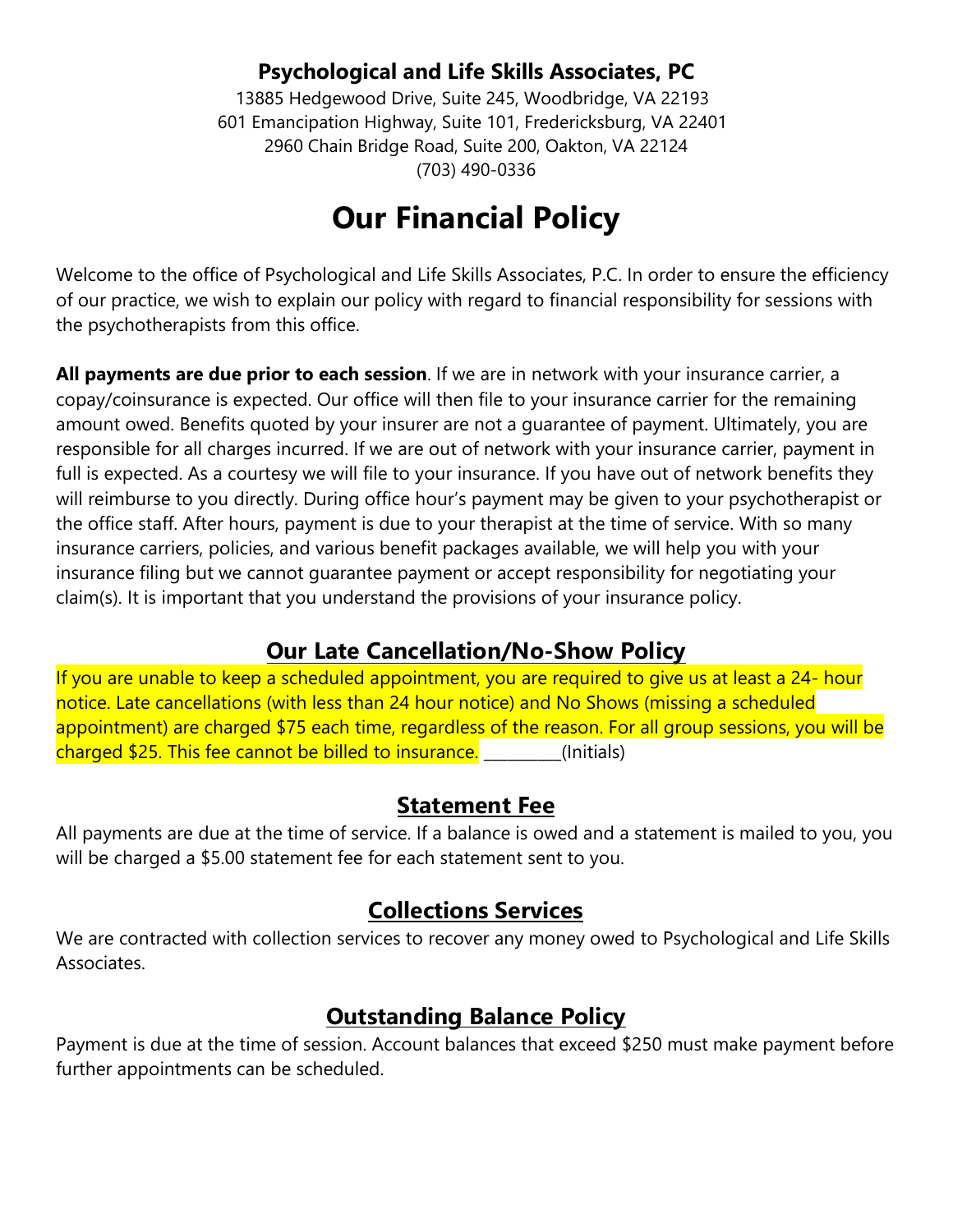**Psychological and Life Skills Associates, PC**

13885 Hedgewood Drive, Suite 245, Woodbridge, VA 22193
601 Emancipation Highway, Suite 101, Fredericksburg, VA 22401
2960 Chain Bridge Road, Suite 200, Oakton, VA 22124
(703) 490-0336

# Our Financial Policy

Welcome to the office of Psychological and Life Skills Associates, P.C. In order to ensure the efficiency of our practice, we wish to explain our policy with regard to financial responsibility for sessions with the psychotherapists from this office.

**All payments are due prior to each session**. If we are in network with your insurance carrier, a copay/coinsurance is expected. Our office will then file to your insurance carrier for the remaining amount owed. Benefits quoted by your insurer are not a guarantee of payment. Ultimately, you are responsible for all charges incurred. If we are out of network with your insurance carrier, payment in full is expected. As a courtesy we will file to your insurance. If you have out of network benefits they will reimburse to you directly. During office hour's payment may be given to your psychotherapist or the office staff. After hours, payment is due to your therapist at the time of service. With so many insurance carriers, policies, and various benefit packages available, we will help you with your insurance filing but we cannot guarantee payment or accept responsibility for negotiating your claim(s). It is important that you understand the provisions of your insurance policy.

## Our Late Cancellation/No-Show Policy

If you are unable to keep a scheduled appointment, you are required to give us at least a 24- hour notice. Late cancellations (with less than 24 hour notice) and No Shows (missing a scheduled appointment) are charged $75 each time, regardless of the reason. For all group sessions, you will be charged $25. This fee cannot be billed to insurance. __________(Initials)

## Statement Fee

All payments are due at the time of service. If a balance is owed and a statement is mailed to you, you will be charged a $5.00 statement fee for each statement sent to you.

## Collections Services

We are contracted with collection services to recover any money owed to Psychological and Life Skills Associates.

## Outstanding Balance Policy

Payment is due at the time of session. Account balances that exceed $250 must make payment before further appointments can be scheduled.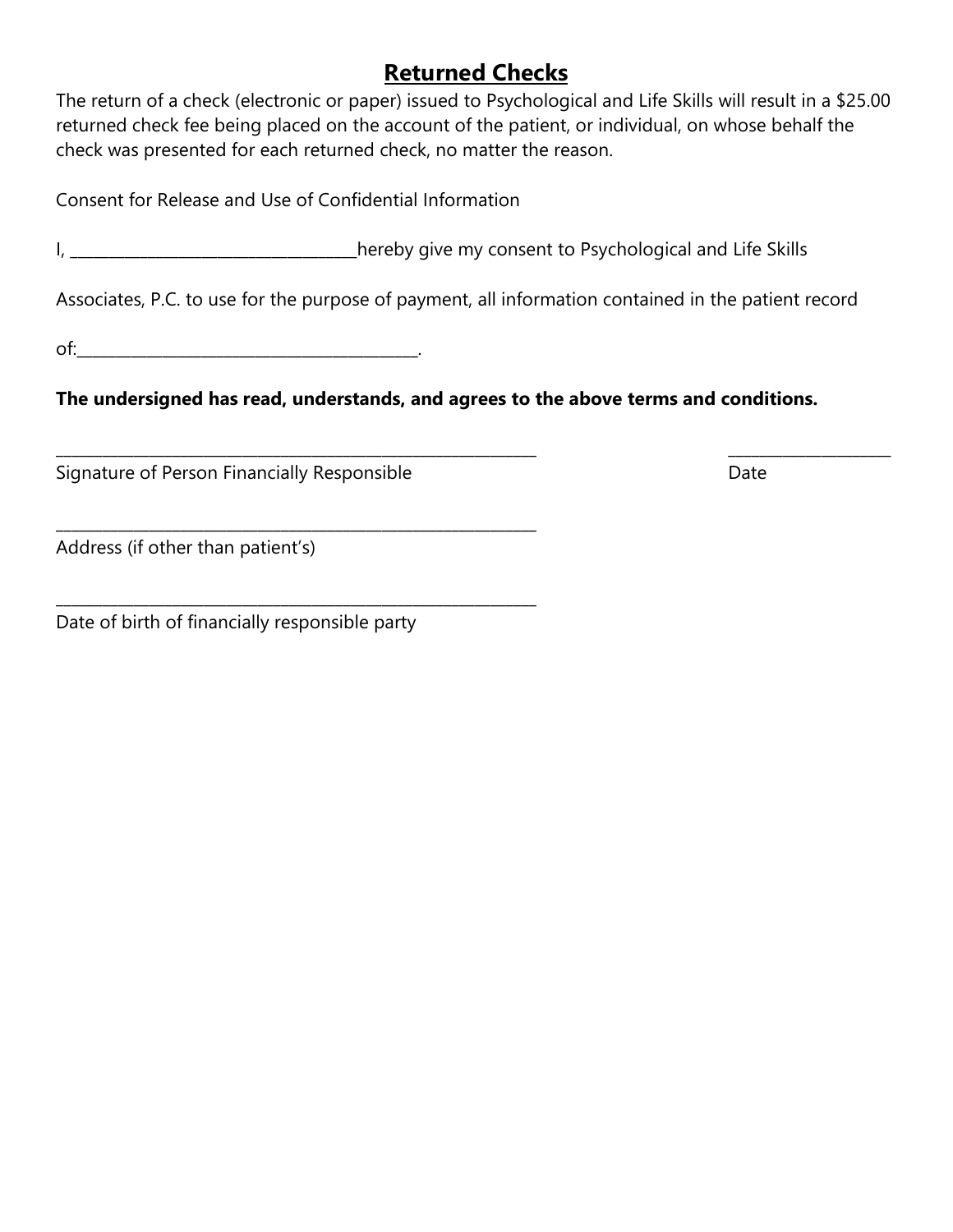## Returned Checks

The return of a check (electronic or paper) issued to Psychological and Life Skills will result in a $25.00 returned check fee being placed on the account of the patient, or individual, on whose behalf the check was presented for each returned check, no matter the reason.

Consent for Release and Use of Confidential Information

I, ___________________________________hereby give my consent to Psychological and Life Skills

Associates, P.C. to use for the purpose of payment, all information contained in the patient record

of:__________________________________________.

**The undersigned has read, understands, and agrees to the above terms and conditions.**

_______________________________________________________________ ____________________

Signature of Person Financially Responsible Date

_______________________________________________________________

Address (if other than patient's)

_______________________________________________________________

Date of birth of financially responsible party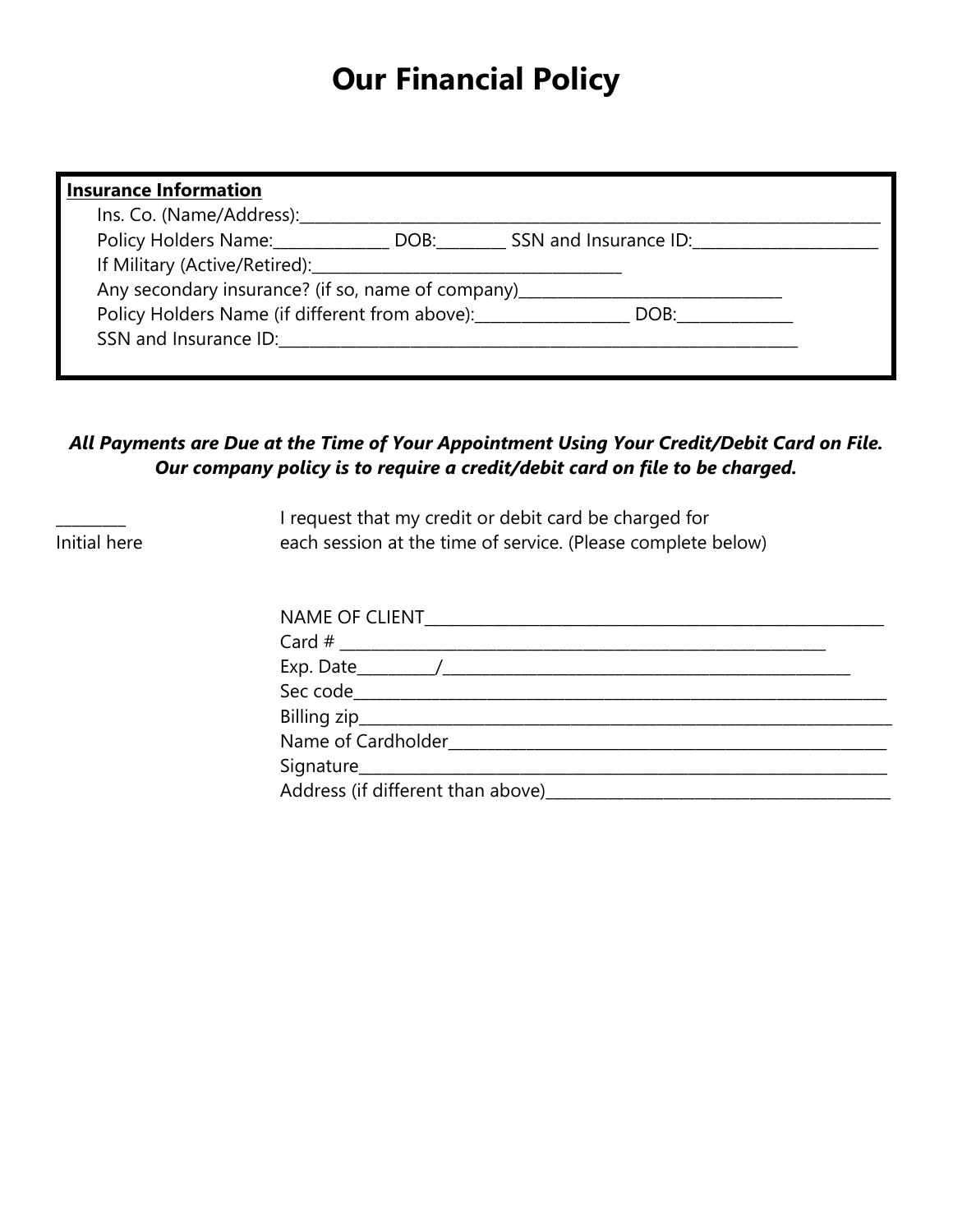# Our Financial Policy

**Insurance Information**

Ins. Co. (Name/Address):_______________________________________________________________________________

Policy Holders Name:_______________ DOB:_________ SSN and Insurance ID:_________________________

If Military (Active/Retired):_________________________________________

Any secondary insurance? (if so, name of company)__________________________________

Policy Holders Name (if different from above):____________________ DOB:_______________

SSN and Insurance ID:____________________________________________________________________

***All Payments are Due at the Time of Your Appointment Using Your Credit/Debit Card on File. Our company policy is to require a credit/debit card on file to be charged.***

_________
Initial here

I request that my credit or debit card be charged for each session at the time of service. (Please complete below)

NAME OF CLIENT_______________________________________________________________

Card # _______________________________________________________________

Exp. Date__________/_______________________________________________________

Sec code______________________________________________________________________

Billing zip_____________________________________________________________________

Name of Cardholder___________________________________________________________

Signature______________________________________________________________________

Address (if different than above)_______________________________________________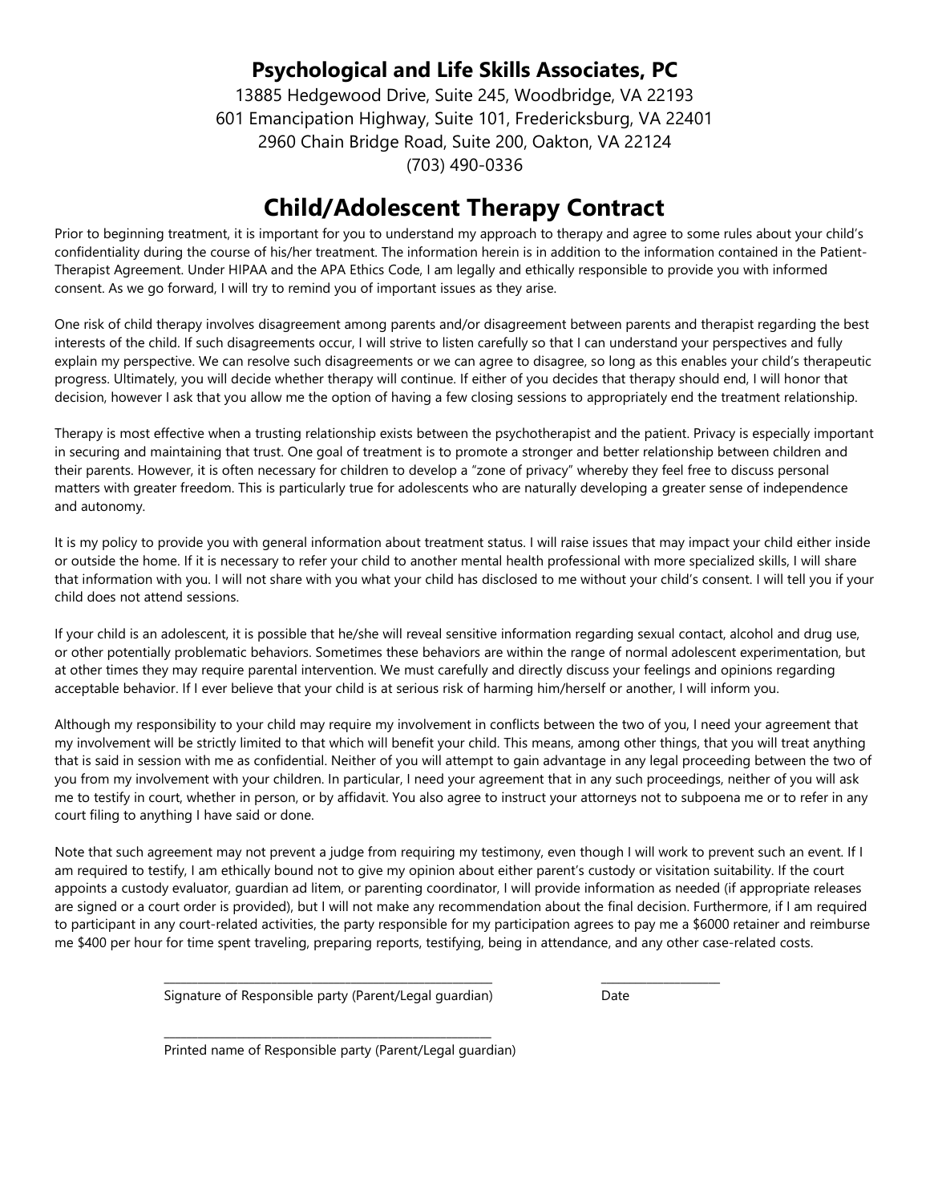**Psychological and Life Skills Associates, PC**

13885 Hedgewood Drive, Suite 245, Woodbridge, VA 22193
601 Emancipation Highway, Suite 101, Fredericksburg, VA 22401
2960 Chain Bridge Road, Suite 200, Oakton, VA 22124
(703) 490-0336

# Child/Adolescent Therapy Contract

Prior to beginning treatment, it is important for you to understand my approach to therapy and agree to some rules about your child's confidentiality during the course of his/her treatment. The information herein is in addition to the information contained in the Patient-Therapist Agreement. Under HIPAA and the APA Ethics Code, I am legally and ethically responsible to provide you with informed consent. As we go forward, I will try to remind you of important issues as they arise.

One risk of child therapy involves disagreement among parents and/or disagreement between parents and therapist regarding the best interests of the child. If such disagreements occur, I will strive to listen carefully so that I can understand your perspectives and fully explain my perspective. We can resolve such disagreements or we can agree to disagree, so long as this enables your child's therapeutic progress. Ultimately, you will decide whether therapy will continue. If either of you decides that therapy should end, I will honor that decision, however I ask that you allow me the option of having a few closing sessions to appropriately end the treatment relationship.

Therapy is most effective when a trusting relationship exists between the psychotherapist and the patient. Privacy is especially important in securing and maintaining that trust. One goal of treatment is to promote a stronger and better relationship between children and their parents. However, it is often necessary for children to develop a "zone of privacy" whereby they feel free to discuss personal matters with greater freedom. This is particularly true for adolescents who are naturally developing a greater sense of independence and autonomy.

It is my policy to provide you with general information about treatment status. I will raise issues that may impact your child either inside or outside the home. If it is necessary to refer your child to another mental health professional with more specialized skills, I will share that information with you. I will not share with you what your child has disclosed to me without your child's consent. I will tell you if your child does not attend sessions.

If your child is an adolescent, it is possible that he/she will reveal sensitive information regarding sexual contact, alcohol and drug use, or other potentially problematic behaviors. Sometimes these behaviors are within the range of normal adolescent experimentation, but at other times they may require parental intervention. We must carefully and directly discuss your feelings and opinions regarding acceptable behavior. If I ever believe that your child is at serious risk of harming him/herself or another, I will inform you.

Although my responsibility to your child may require my involvement in conflicts between the two of you, I need your agreement that my involvement will be strictly limited to that which will benefit your child. This means, among other things, that you will treat anything that is said in session with me as confidential. Neither of you will attempt to gain advantage in any legal proceeding between the two of you from my involvement with your children. In particular, I need your agreement that in any such proceedings, neither of you will ask me to testify in court, whether in person, or by affidavit. You also agree to instruct your attorneys not to subpoena me or to refer in any court filing to anything I have said or done.

Note that such agreement may not prevent a judge from requiring my testimony, even though I will work to prevent such an event. If I am required to testify, I am ethically bound not to give my opinion about either parent's custody or visitation suitability. If the court appoints a custody evaluator, guardian ad litem, or parenting coordinator, I will provide information as needed (if appropriate releases are signed or a court order is provided), but I will not make any recommendation about the final decision. Furthermore, if I am required to participant in any court-related activities, the party responsible for my participation agrees to pay me a $6000 retainer and reimburse me $400 per hour for time spent traveling, preparing reports, testifying, being in attendance, and any other case-related costs.

\_\_\_\_\_\_\_\_\_\_\_\_\_\_\_\_\_\_\_\_\_\_\_\_\_\_\_\_\_\_\_\_\_\_\_\_\_\_\_\_\_\_ \_\_\_\_\_\_\_\_\_\_\_\_\_\_\_\_\_\_\_\_
Signature of Responsible party (Parent/Legal guardian) Date

\_\_\_\_\_\_\_\_\_\_\_\_\_\_\_\_\_\_\_\_\_\_\_\_\_\_\_\_\_\_\_\_\_\_\_\_\_\_\_\_\_\_
Printed name of Responsible party (Parent/Legal guardian)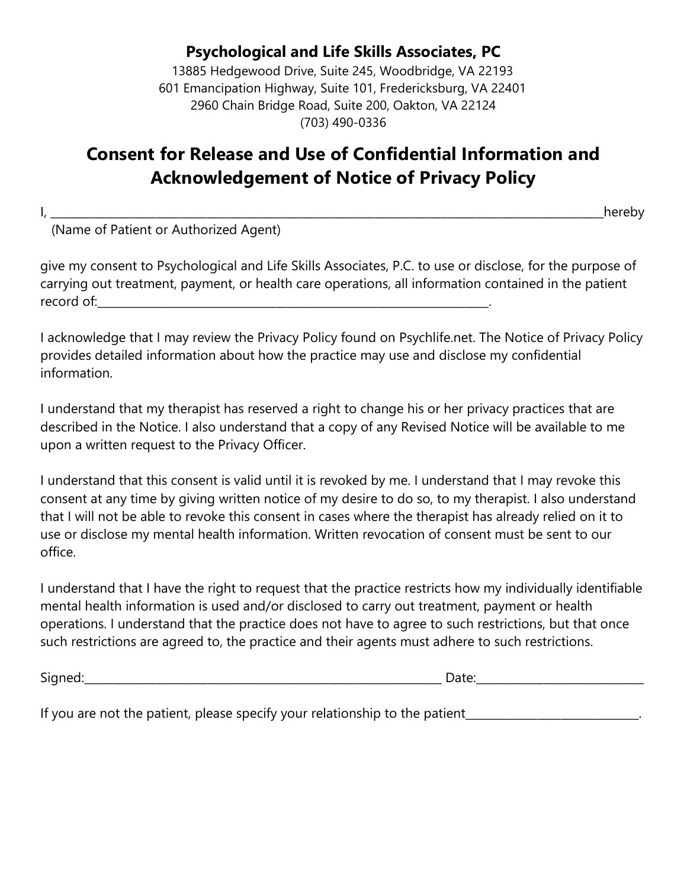**Psychological and Life Skills Associates, PC**

13885 Hedgewood Drive, Suite 245, Woodbridge, VA 22193
601 Emancipation Highway, Suite 101, Fredericksburg, VA 22401
2960 Chain Bridge Road, Suite 200, Oakton, VA 22124
(703) 490-0336

# Consent for Release and Use of Confidential Information and Acknowledgement of Notice of Privacy Policy

I, ________________________________________________________________________________hereby
(Name of Patient or Authorized Agent)

give my consent to Psychological and Life Skills Associates, P.C. to use or disclose, for the purpose of carrying out treatment, payment, or health care operations, all information contained in the patient record of:________________________________________________________.

I acknowledge that I may review the Privacy Policy found on Psychlife.net. The Notice of Privacy Policy provides detailed information about how the practice may use and disclose my confidential information.

I understand that my therapist has reserved a right to change his or her privacy practices that are described in the Notice. I also understand that a copy of any Revised Notice will be available to me upon a written request to the Privacy Officer.

I understand that this consent is valid until it is revoked by me. I understand that I may revoke this consent at any time by giving written notice of my desire to do so, to my therapist. I also understand that I will not be able to revoke this consent in cases where the therapist has already relied on it to use or disclose my mental health information. Written revocation of consent must be sent to our office.

I understand that I have the right to request that the practice restricts how my individually identifiable mental health information is used and/or disclosed to carry out treatment, payment or health operations. I understand that the practice does not have to agree to such restrictions, but that once such restrictions are agreed to, the practice and their agents must adhere to such restrictions.

Signed:__________________________________________________ Date:_______________________

If you are not the patient, please specify your relationship to the patient________________________.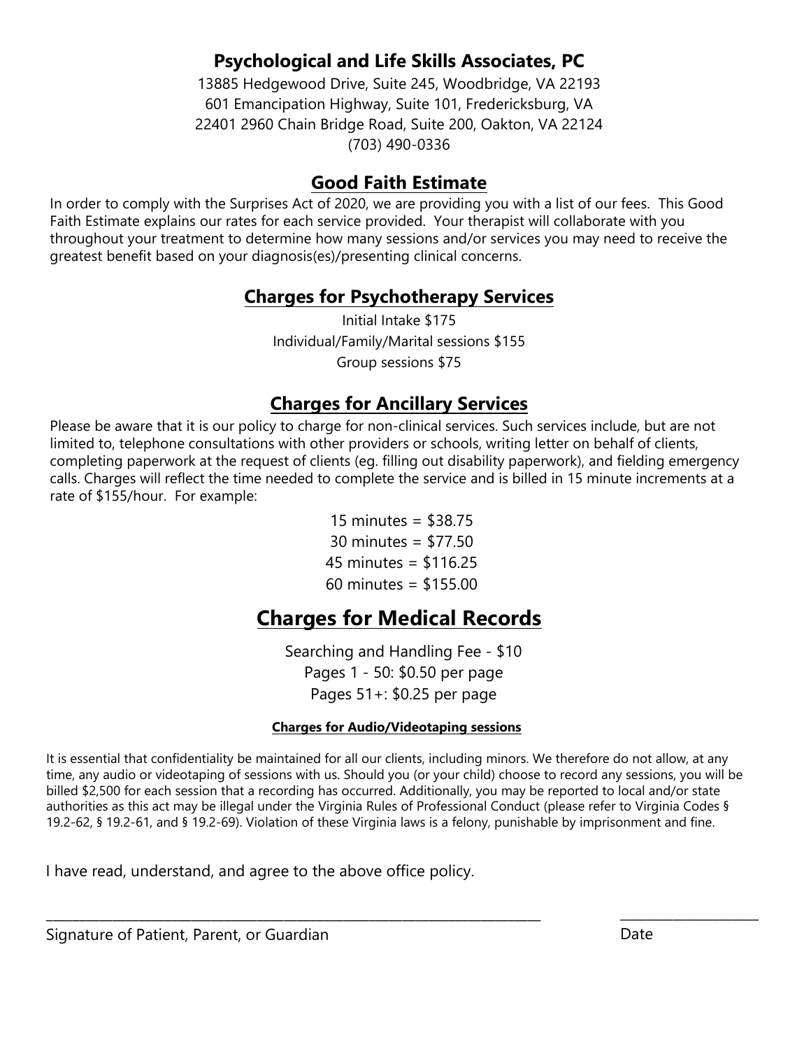# Psychological and Life Skills Associates, PC

13885 Hedgewood Drive, Suite 245, Woodbridge, VA 22193
601 Emancipation Highway, Suite 101, Fredericksburg, VA
22401 2960 Chain Bridge Road, Suite 200, Oakton, VA 22124
(703) 490-0336

## Good Faith Estimate

In order to comply with the Surprises Act of 2020, we are providing you with a list of our fees. This Good Faith Estimate explains our rates for each service provided. Your therapist will collaborate with you throughout your treatment to determine how many sessions and/or services you may need to receive the greatest benefit based on your diagnosis(es)/presenting clinical concerns.

## Charges for Psychotherapy Services

Initial Intake $175
Individual/Family/Marital sessions $155
Group sessions $75

## Charges for Ancillary Services

Please be aware that it is our policy to charge for non-clinical services. Such services include, but are not limited to, telephone consultations with other providers or schools, writing letter on behalf of clients, completing paperwork at the request of clients (eg. filling out disability paperwork), and fielding emergency calls. Charges will reflect the time needed to complete the service and is billed in 15 minute increments at a rate of $155/hour. For example:

15 minutes = $38.75
30 minutes = $77.50
45 minutes = $116.25
60 minutes = $155.00

## Charges for Medical Records

Searching and Handling Fee - $10
Pages 1 - 50: $0.50 per page
Pages 51+: $0.25 per page

#### Charges for Audio/Videotaping sessions

It is essential that confidentiality be maintained for all our clients, including minors. We therefore do not allow, at any time, any audio or videotaping of sessions with us. Should you (or your child) choose to record any sessions, you will be billed $2,500 for each session that a recording has occurred. Additionally, you may be reported to local and/or state authorities as this act may be illegal under the Virginia Rules of Professional Conduct (please refer to Virginia Codes § 19.2-62, § 19.2-61, and § 19.2-69). Violation of these Virginia laws is a felony, punishable by imprisonment and fine.

I have read, understand, and agree to the above office policy.

_______________________________________________ ____________________

Signature of Patient, Parent, or Guardian Date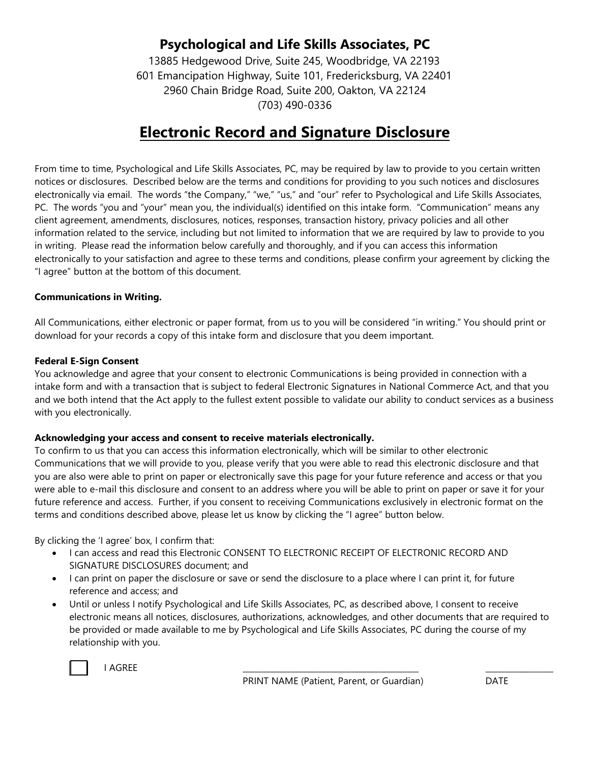# Psychological and Life Skills Associates, PC

13885 Hedgewood Drive, Suite 245, Woodbridge, VA 22193
601 Emancipation Highway, Suite 101, Fredericksburg, VA 22401
2960 Chain Bridge Road, Suite 200, Oakton, VA 22124
(703) 490-0336

## Electronic Record and Signature Disclosure

From time to time, Psychological and Life Skills Associates, PC, may be required by law to provide to you certain written notices or disclosures. Described below are the terms and conditions for providing to you such notices and disclosures electronically via email. The words "the Company," "we," "us," and "our" refer to Psychological and Life Skills Associates, PC. The words "you and "your" mean you, the individual(s) identified on this intake form. "Communication" means any client agreement, amendments, disclosures, notices, responses, transaction history, privacy policies and all other information related to the service, including but not limited to information that we are required by law to provide to you in writing. Please read the information below carefully and thoroughly, and if you can access this information electronically to your satisfaction and agree to these terms and conditions, please confirm your agreement by clicking the "I agree" button at the bottom of this document.

**Communications in Writing.**

All Communications, either electronic or paper format, from us to you will be considered "in writing." You should print or download for your records a copy of this intake form and disclosure that you deem important.

**Federal E-Sign Consent**

You acknowledge and agree that your consent to electronic Communications is being provided in connection with a intake form and with a transaction that is subject to federal Electronic Signatures in National Commerce Act, and that you and we both intend that the Act apply to the fullest extent possible to validate our ability to conduct services as a business with you electronically.

**Acknowledging your access and consent to receive materials electronically.**

To confirm to us that you can access this information electronically, which will be similar to other electronic Communications that we will provide to you, please verify that you were able to read this electronic disclosure and that you are also were able to print on paper or electronically save this page for your future reference and access or that you were able to e-mail this disclosure and consent to an address where you will be able to print on paper or save it for your future reference and access. Further, if you consent to receiving Communications exclusively in electronic format on the terms and conditions described above, please let us know by clicking the "I agree" button below.

By clicking the 'I agree' box, I confirm that:

- I can access and read this Electronic CONSENT TO ELECTRONIC RECEIPT OF ELECTRONIC RECORD AND SIGNATURE DISCLOSURES document; and
- I can print on paper the disclosure or save or send the disclosure to a place where I can print it, for future reference and access; and
- Until or unless I notify Psychological and Life Skills Associates, PC, as described above, I consent to receive electronic means all notices, disclosures, authorizations, acknowledges, and other documents that are required to be provided or made available to me by Psychological and Life Skills Associates, PC during the course of my relationship with you.

☐ I AGREE

\_\_\_\_\_\_\_\_\_\_\_\_\_\_\_\_\_\_\_\_\_\_\_\_\_\_\_\_\_\_\_\_\_\_\_\_\_\_\_\_\_\_ \_\_\_\_\_\_\_\_\_\_\_\_\_\_\_\_\_
PRINT NAME (Patient, Parent, or Guardian) DATE